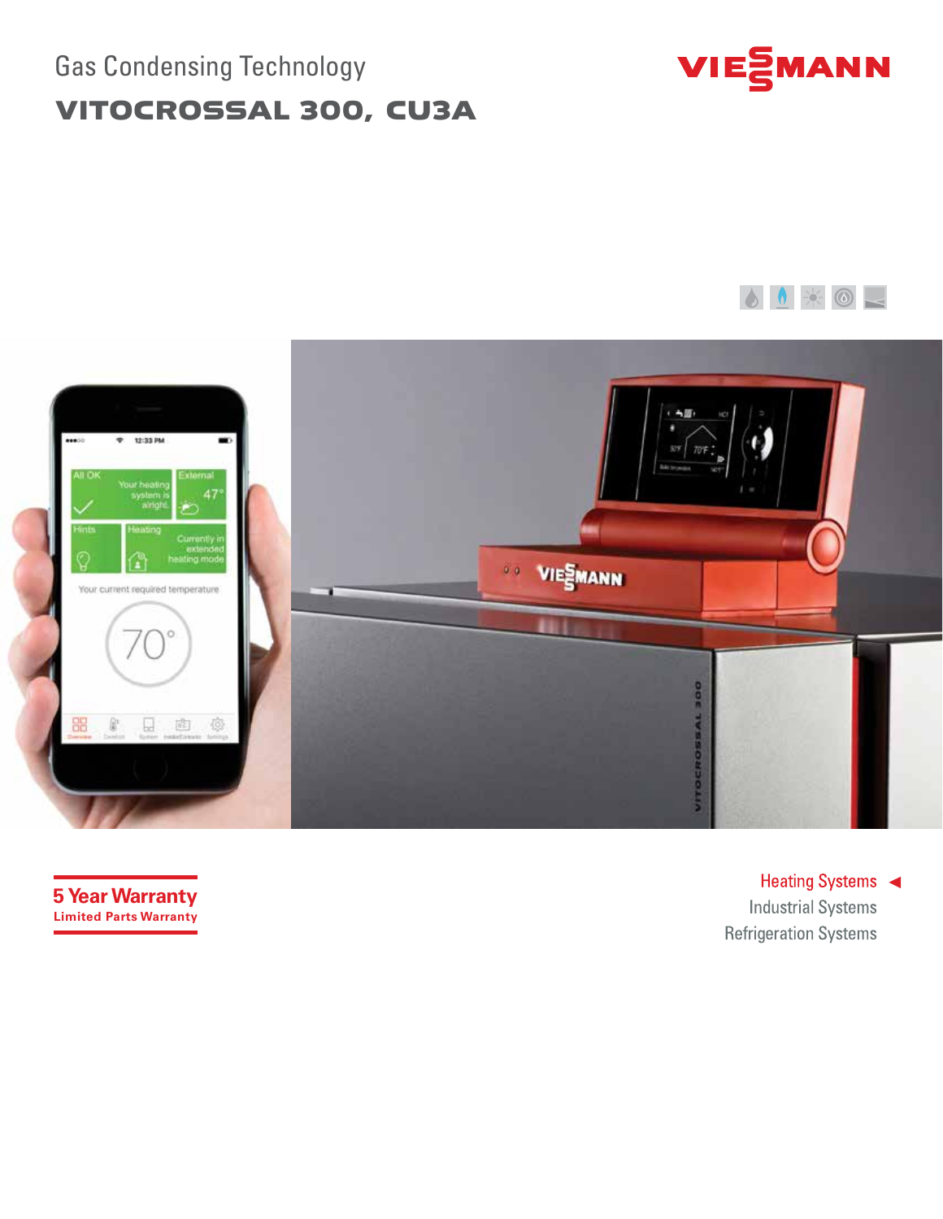Gas Condensing Technology

# VITOCROSSAL 300, CU3A

**5 Year Warranty**
Limited Parts Warranty

Heating Systems ◄
Industrial Systems
Refrigeration Systems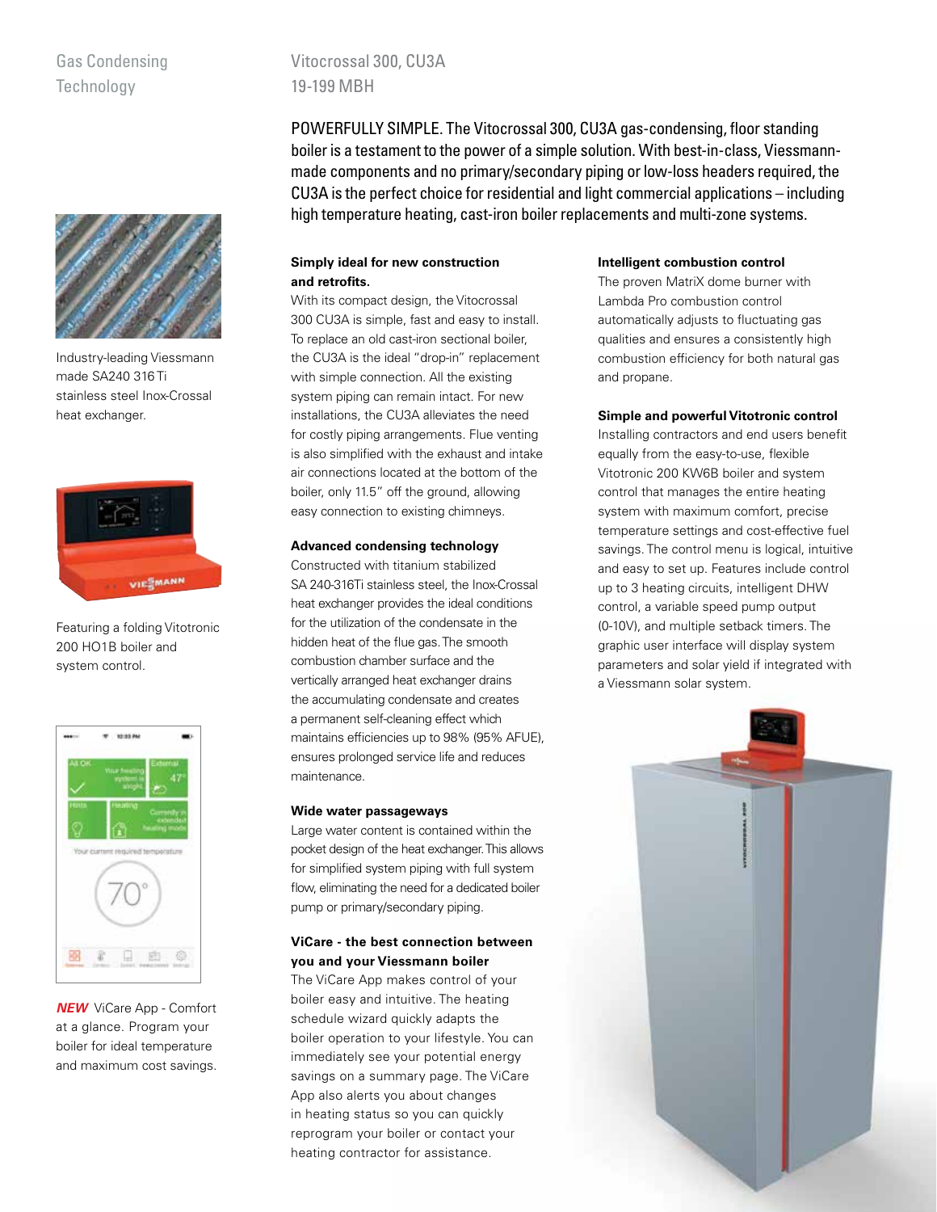Gas Condensing Technology

# Vitocrossal 300, CU3A
19-199 MBH

POWERFULLY SIMPLE. The Vitocrossal 300, CU3A gas-condensing, floor standing boiler is a testament to the power of a simple solution. With best-in-class, Viessmann-made components and no primary/secondary piping or low-loss headers required, the CU3A is the perfect choice for residential and light commercial applications – including high temperature heating, cast-iron boiler replacements and multi-zone systems.

**Simply ideal for new construction and retrofits.**
With its compact design, the Vitocrossal 300 CU3A is simple, fast and easy to install. To replace an old cast-iron sectional boiler, the CU3A is the ideal "drop-in" replacement with simple connection. All the existing system piping can remain intact. For new installations, the CU3A alleviates the need for costly piping arrangements. Flue venting is also simplified with the exhaust and intake air connections located at the bottom of the boiler, only 11.5" off the ground, allowing easy connection to existing chimneys.

**Advanced condensing technology**
Constructed with titanium stabilized SA 240-316Ti stainless steel, the Inox-Crossal heat exchanger provides the ideal conditions for the utilization of the condensate in the hidden heat of the flue gas. The smooth combustion chamber surface and the vertically arranged heat exchanger drains the accumulating condensate and creates a permanent self-cleaning effect which maintains efficiencies up to 98% (95% AFUE), ensures prolonged service life and reduces maintenance.

**Wide water passageways**
Large water content is contained within the pocket design of the heat exchanger. This allows for simplified system piping with full system flow, eliminating the need for a dedicated boiler pump or primary/secondary piping.

**ViCare - the best connection between you and your Viessmann boiler**
The ViCare App makes control of your boiler easy and intuitive. The heating schedule wizard quickly adapts the boiler operation to your lifestyle. You can immediately see your potential energy savings on a summary page. The ViCare App also alerts you about changes in heating status so you can quickly reprogram your boiler or contact your heating contractor for assistance.

**Intelligent combustion control**
The proven MatriX dome burner with Lambda Pro combustion control automatically adjusts to fluctuating gas qualities and ensures a consistently high combustion efficiency for both natural gas and propane.

**Simple and powerful Vitotronic control**
Installing contractors and end users benefit equally from the easy-to-use, flexible Vitotronic 200 KW6B boiler and system control that manages the entire heating system with maximum comfort, precise temperature settings and cost-effective fuel savings. The control menu is logical, intuitive and easy to set up. Features include control up to 3 heating circuits, intelligent DHW control, a variable speed pump output (0-10V), and multiple setback timers. The graphic user interface will display system parameters and solar yield if integrated with a Viessmann solar system.

Industry-leading Viessmann made SA240 316Ti stainless steel Inox-Crossal heat exchanger.

Featuring a folding Vitotronic 200 HO1B boiler and system control.

***NEW*** ViCare App - Comfort at a glance. Program your boiler for ideal temperature and maximum cost savings.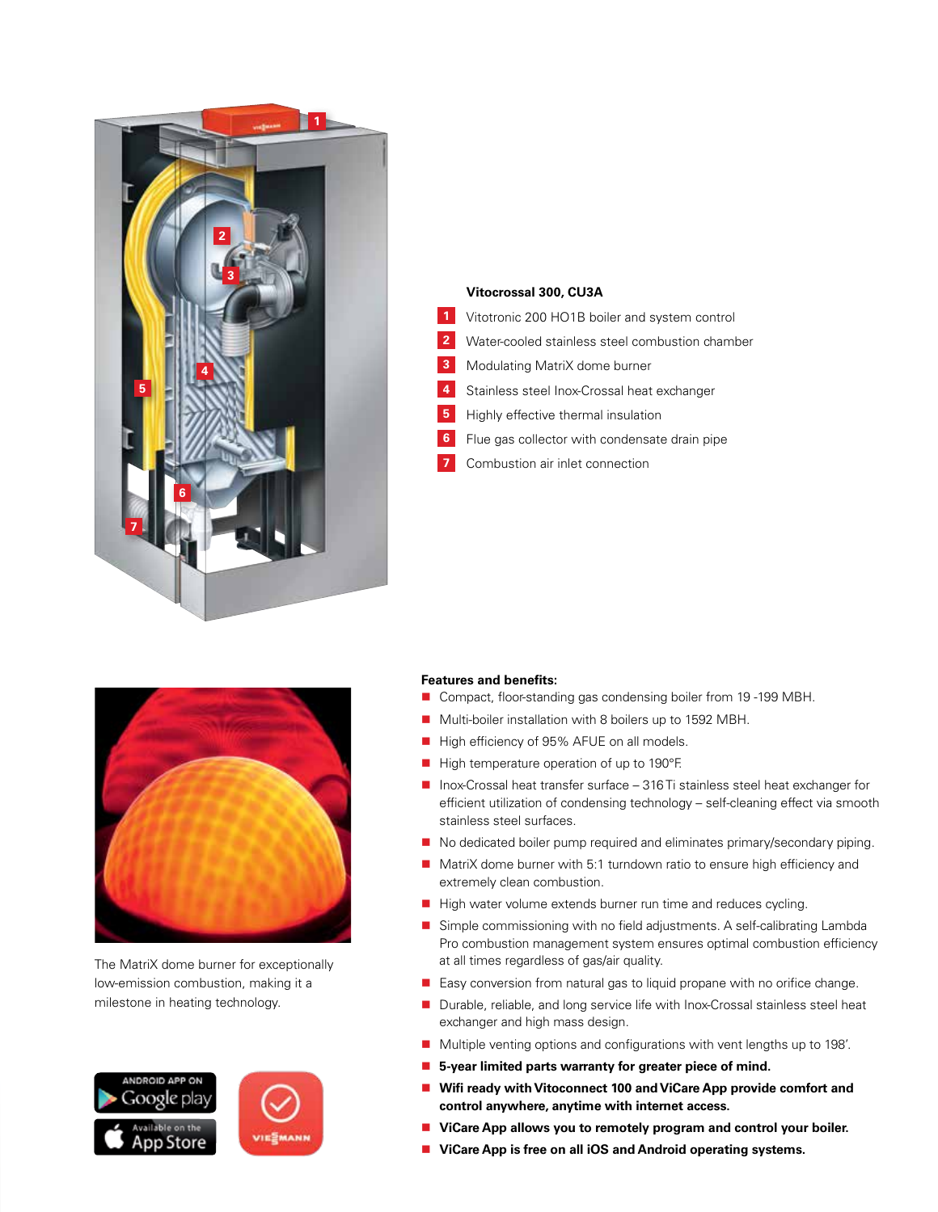**Vitocrossal 300, CU3A**

1. Vitotronic 200 HO1B boiler and system control
2. Water-cooled stainless steel combustion chamber
3. Modulating MatriX dome burner
4. Stainless steel Inox-Crossal heat exchanger
5. Highly effective thermal insulation
6. Flue gas collector with condensate drain pipe
7. Combustion air inlet connection

The MatriX dome burner for exceptionally low-emission combustion, making it a milestone in heating technology.

**Features and benefits:**

- Compact, floor-standing gas condensing boiler from 19 -199 MBH.
- Multi-boiler installation with 8 boilers up to 1592 MBH.
- High efficiency of 95% AFUE on all models.
- High temperature operation of up to 190°F.
- Inox-Crossal heat transfer surface – 316 Ti stainless steel heat exchanger for efficient utilization of condensing technology – self-cleaning effect via smooth stainless steel surfaces.
- No dedicated boiler pump required and eliminates primary/secondary piping.
- MatriX dome burner with 5:1 turndown ratio to ensure high efficiency and extremely clean combustion.
- High water volume extends burner run time and reduces cycling.
- Simple commissioning with no field adjustments. A self-calibrating Lambda Pro combustion management system ensures optimal combustion efficiency at all times regardless of gas/air quality.
- Easy conversion from natural gas to liquid propane with no orifice change.
- Durable, reliable, and long service life with Inox-Crossal stainless steel heat exchanger and high mass design.
- Multiple venting options and configurations with vent lengths up to 198'.
- **5-year limited parts warranty for greater piece of mind.**
- **Wifi ready with Vitoconnect 100 and ViCare App provide comfort and control anywhere, anytime with internet access.**
- **ViCare App allows you to remotely program and control your boiler.**
- **ViCare App is free on all iOS and Android operating systems.**

ANDROID APP ON Google play

Available on the App Store

VIESMANN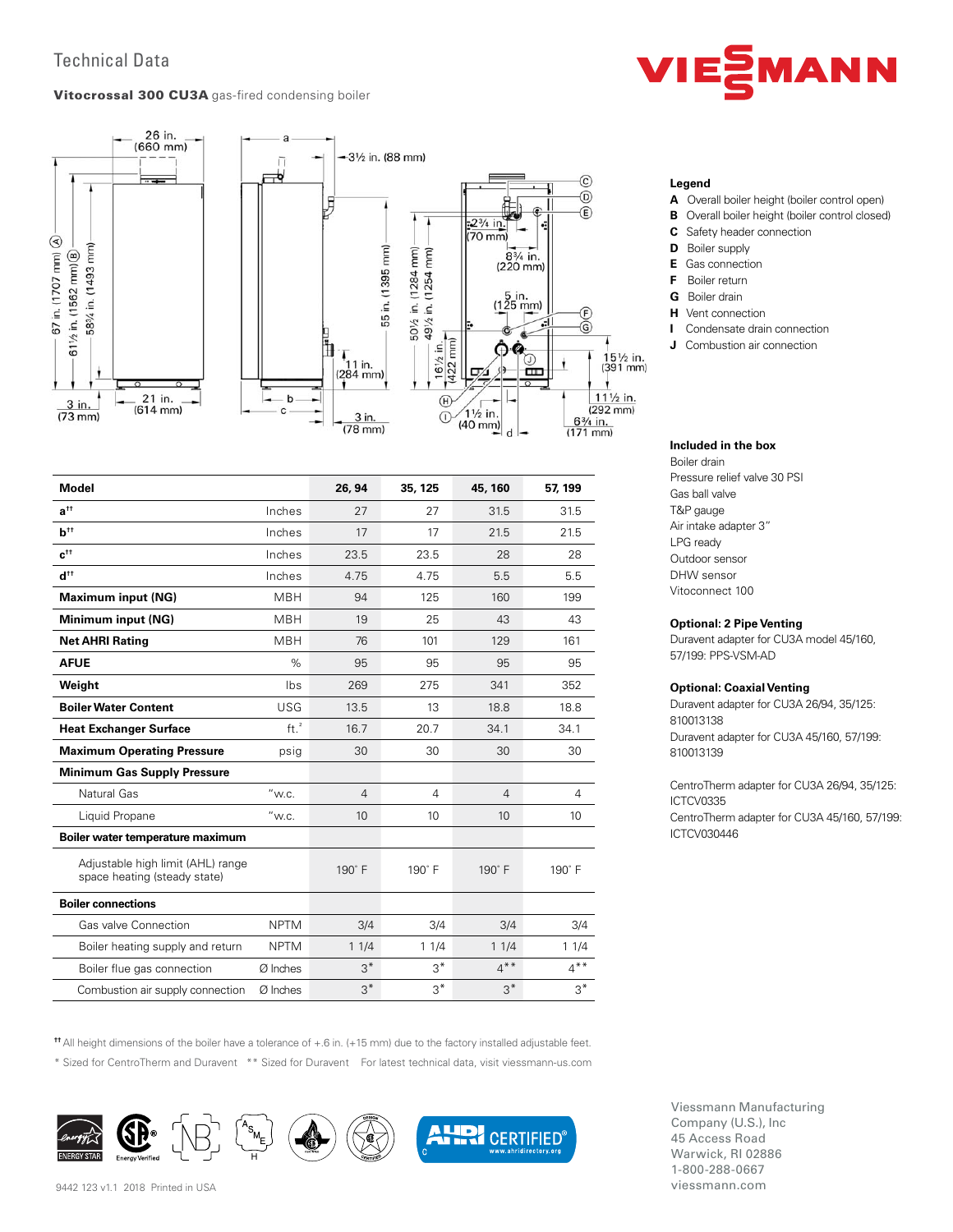# Technical Data

**Vitocrossal 300 CU3A** gas-fired condensing boiler

26 in. (660 mm)

a

3½ in. (88 mm)

67 in. (1707 mm) Ⓐ

61½ in. (1562 mm) Ⓑ

58¾ in. (1493 mm)

55 in. (1395 mm)

50½ in. (1284 mm)

49½ in. (1254 mm)

16½ in. (422 mm)

2¾ in. (70 mm)

8¾ in. (220 mm)

5 in. (125 mm)

11 in. (284 mm)

15½ in. (391 mm)

11½ in. (292 mm)

6¾ in. (171 mm)

3 in. (73 mm)

21 in. (614 mm)

b

c

3 in. (78 mm)

1½ in. (40 mm)

d

### Legend

- **A** Overall boiler height (boiler control open)
- **B** Overall boiler height (boiler control closed)
- **C** Safety header connection
- **D** Boiler supply
- **E** Gas connection
- **F** Boiler return
- **G** Boiler drain
- **H** Vent connection
- **I** Condensate drain connection
- **J** Combustion air connection

| Model | | 26, 94 | 35, 125 | 45, 160 | 57, 199 |
|---|---|---|---|---|---|
| **a**[††] | Inches | 27 | 27 | 31.5 | 31.5 |
| **b**[††] | Inches | 17 | 17 | 21.5 | 21.5 |
| **c**[††] | Inches | 23.5 | 23.5 | 28 | 28 |
| **d**[††] | Inches | 4.75 | 4.75 | 5.5 | 5.5 |
| **Maximum input (NG)** | MBH | 94 | 125 | 160 | 199 |
| **Minimum input (NG)** | MBH | 19 | 25 | 43 | 43 |
| **Net AHRI Rating** | MBH | 76 | 101 | 129 | 161 |
| **AFUE** | % | 95 | 95 | 95 | 95 |
| **Weight** | lbs | 269 | 275 | 341 | 352 |
| **Boiler Water Content** | USG | 13.5 | 13 | 18.8 | 18.8 |
| **Heat Exchanger Surface** | $ft.^2$ | 16.7 | 20.7 | 34.1 | 34.1 |
| **Maximum Operating Pressure** | psig | 30 | 30 | 30 | 30 |
| **Minimum Gas Supply Pressure** | | | | | |
| Natural Gas | "w.c. | 4 | 4 | 4 | 4 |
| Liquid Propane | "w.c. | 10 | 10 | 10 | 10 |
| **Boiler water temperature maximum** | | | | | |
| Adjustable high limit (AHL) range space heating (steady state) | | 190° F | 190° F | 190° F | 190° F |
| **Boiler connections** | | | | | |
| Gas valve Connection | NPTM | 3/4 | 3/4 | 3/4 | 3/4 |
| Boiler heating supply and return | NPTM | 1 1/4 | 1 1/4 | 1 1/4 | 1 1/4 |
| Boiler flue gas connection | Ø Inches | 3* | 3* | 4** | 4** |
| Combustion air supply connection | Ø Inches | 3* | 3* | 3* | 3* |

[††] All height dimensions of the boiler have a tolerance of +.6 in. (+15 mm) due to the factory installed adjustable feet.

\* Sized for CentroTherm and Duravent  ** Sized for Duravent  For latest technical data, visit viessmann-us.com

### Included in the box

Boiler drain
Pressure relief valve 30 PSI
Gas ball valve
T&P gauge
Air intake adapter 3"
LPG ready
Outdoor sensor
DHW sensor
Vitoconnect 100

### Optional: 2 Pipe Venting

Duravent adapter for CU3A model 45/160, 57/199: PPS-VSM-AD

### Optional: Coaxial Venting

Duravent adapter for CU3A 26/94, 35/125: 810013138
Duravent adapter for CU3A 45/160, 57/199: 810013139

CentroTherm adapter for CU3A 26/94, 35/125: ICTCV0335
CentroTherm adapter for CU3A 45/160, 57/199: ICTCV030446

ENERGY STAR  Energy Verified  AHRI CERTIFIED® www.ahridirectory.org

9442 123 v1.1 2018 Printed in USA

Viessmann Manufacturing Company (U.S.), Inc
45 Access Road
Warwick, RI 02886
1-800-288-0667
viessmann.com